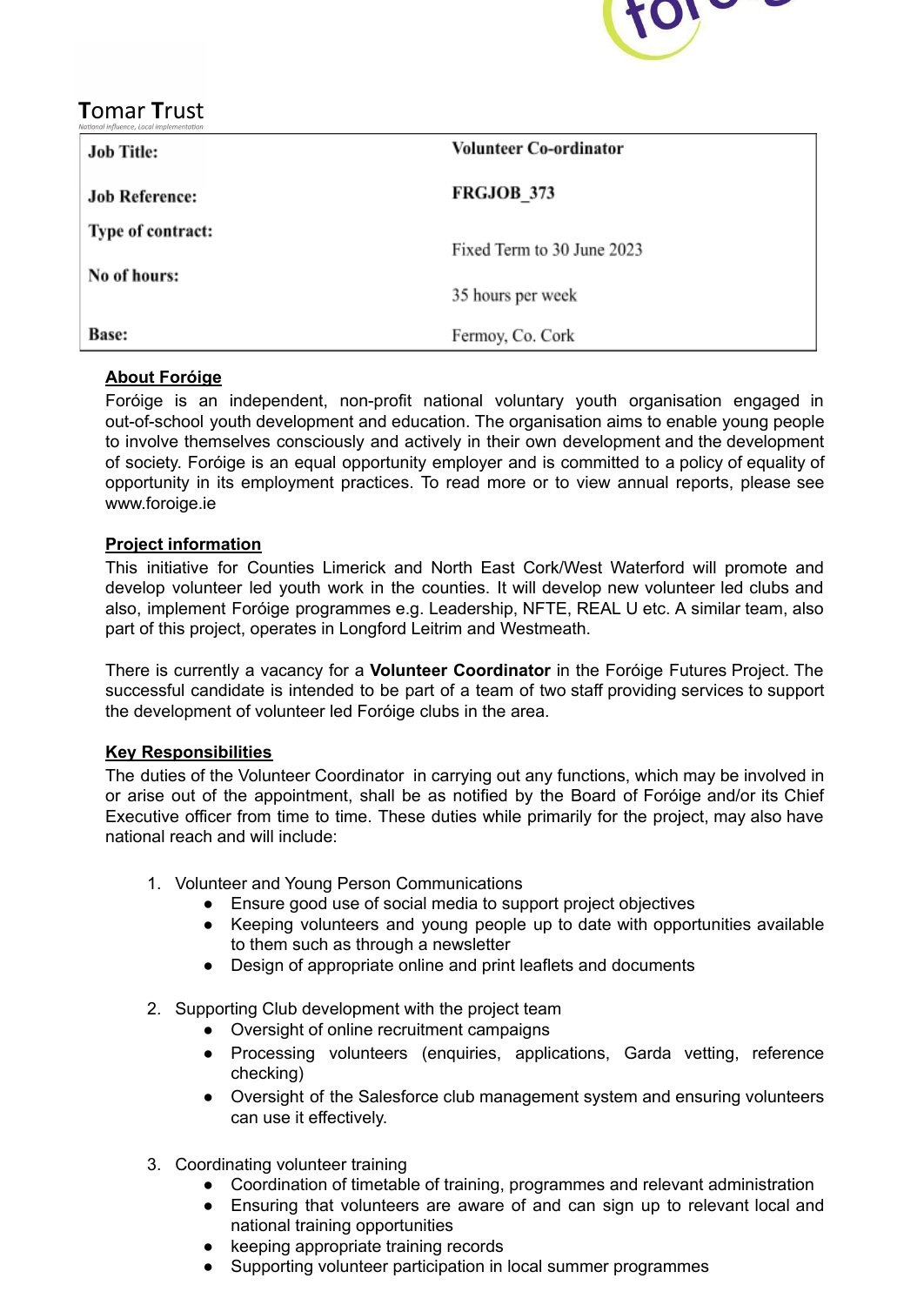Tomar Trust
*National influence, Local implementation*

| Job Title: | Volunteer Co-ordinator |
|---|---|
| Job Reference: | FRGJOB_373 |
| Type of contract: | Fixed Term to 30 June 2023 |
| No of hours: | 35 hours per week |
| Base: | Fermoy, Co. Cork |

## About Foróige

Foróige is an independent, non-profit national voluntary youth organisation engaged in out-of-school youth development and education. The organisation aims to enable young people to involve themselves consciously and actively in their own development and the development of society. Foróige is an equal opportunity employer and is committed to a policy of equality of opportunity in its employment practices. To read more or to view annual reports, please see www.foroige.ie

## Project information

This initiative for Counties Limerick and North East Cork/West Waterford will promote and develop volunteer led youth work in the counties. It will develop new volunteer led clubs and also, implement Foróige programmes e.g. Leadership, NFTE, REAL U etc. A similar team, also part of this project, operates in Longford Leitrim and Westmeath.

There is currently a vacancy for a **Volunteer Coordinator** in the Foróige Futures Project. The successful candidate is intended to be part of a team of two staff providing services to support the development of volunteer led Foróige clubs in the area.

## Key Responsibilities

The duties of the Volunteer Coordinator in carrying out any functions, which may be involved in or arise out of the appointment, shall be as notified by the Board of Foróige and/or its Chief Executive officer from time to time. These duties while primarily for the project, may also have national reach and will include:

1. Volunteer and Young Person Communications
   - Ensure good use of social media to support project objectives
   - Keeping volunteers and young people up to date with opportunities available to them such as through a newsletter
   - Design of appropriate online and print leaflets and documents

2. Supporting Club development with the project team
   - Oversight of online recruitment campaigns
   - Processing volunteers (enquiries, applications, Garda vetting, reference checking)
   - Oversight of the Salesforce club management system and ensuring volunteers can use it effectively.

3. Coordinating volunteer training
   - Coordination of timetable of training, programmes and relevant administration
   - Ensuring that volunteers are aware of and can sign up to relevant local and national training opportunities
   - keeping appropriate training records
   - Supporting volunteer participation in local summer programmes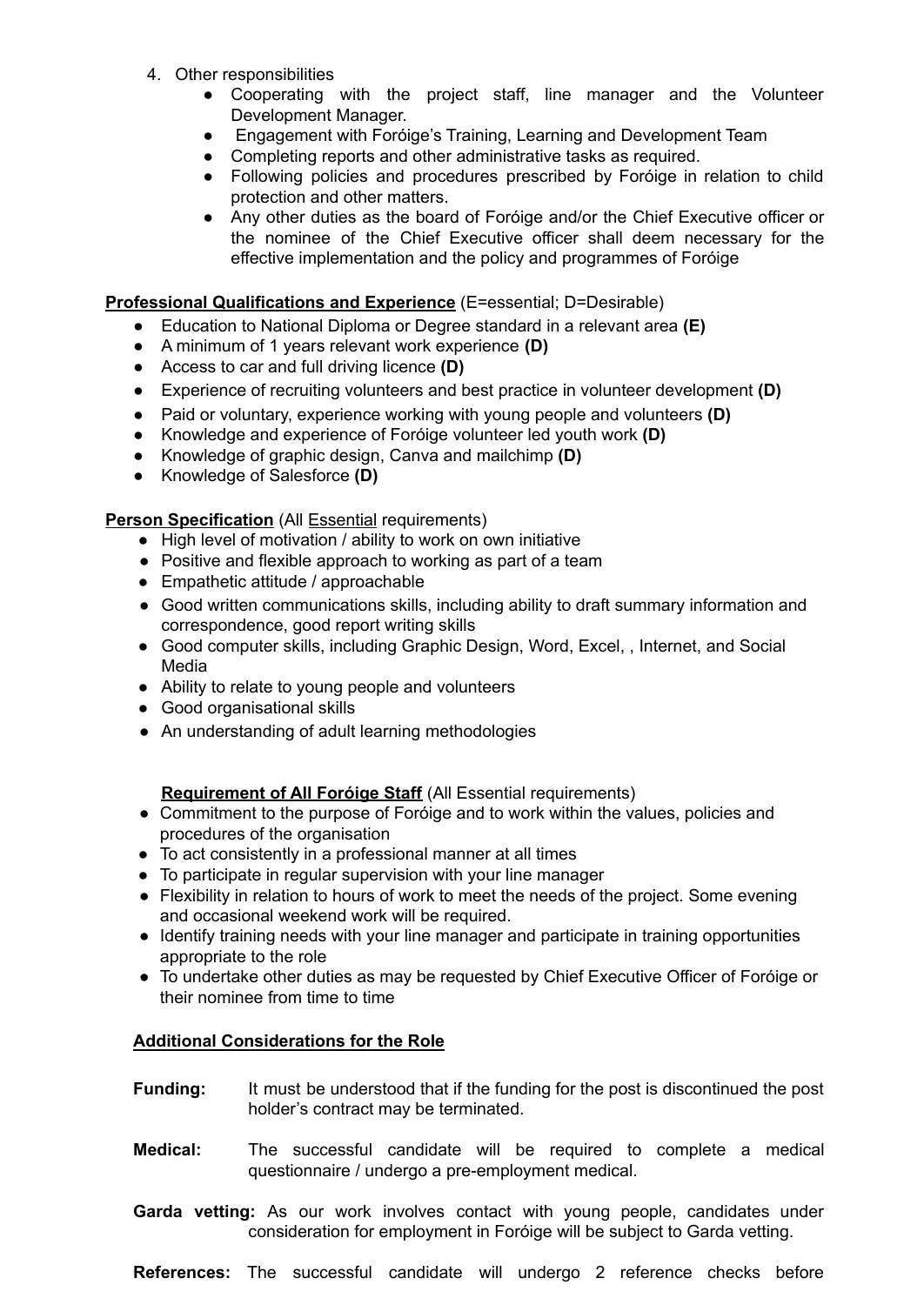4. Other responsibilities
    - Cooperating with the project staff, line manager and the Volunteer Development Manager.
    - Engagement with Foróige's Training, Learning and Development Team
    - Completing reports and other administrative tasks as required.
    - Following policies and procedures prescribed by Foróige in relation to child protection and other matters.
    - Any other duties as the board of Foróige and/or the Chief Executive officer or the nominee of the Chief Executive officer shall deem necessary for the effective implementation and the policy and programmes of Foróige

**Professional Qualifications and Experience** (E=essential; D=Desirable)

- Education to National Diploma or Degree standard in a relevant area **(E)**
- A minimum of 1 years relevant work experience **(D)**
- Access to car and full driving licence **(D)**
- Experience of recruiting volunteers and best practice in volunteer development **(D)**
- Paid or voluntary, experience working with young people and volunteers **(D)**
- Knowledge and experience of Foróige volunteer led youth work **(D)**
- Knowledge of graphic design, Canva and mailchimp **(D)**
- Knowledge of Salesforce **(D)**

**Person Specification** (All Essential requirements)

- High level of motivation / ability to work on own initiative
- Positive and flexible approach to working as part of a team
- Empathetic attitude / approachable
- Good written communications skills, including ability to draft summary information and correspondence, good report writing skills
- Good computer skills, including Graphic Design, Word, Excel, , Internet, and Social Media
- Ability to relate to young people and volunteers
- Good organisational skills
- An understanding of adult learning methodologies

**Requirement of All Foróige Staff** (All Essential requirements)

- Commitment to the purpose of Foróige and to work within the values, policies and procedures of the organisation
- To act consistently in a professional manner at all times
- To participate in regular supervision with your line manager
- Flexibility in relation to hours of work to meet the needs of the project. Some evening and occasional weekend work will be required.
- Identify training needs with your line manager and participate in training opportunities appropriate to the role
- To undertake other duties as may be requested by Chief Executive Officer of Foróige or their nominee from time to time

**Additional Considerations for the Role**

**Funding:** It must be understood that if the funding for the post is discontinued the post holder's contract may be terminated.

**Medical:** The successful candidate will be required to complete a medical questionnaire / undergo a pre-employment medical.

**Garda vetting:** As our work involves contact with young people, candidates under consideration for employment in Foróige will be subject to Garda vetting.

**References:** The successful candidate will undergo 2 reference checks before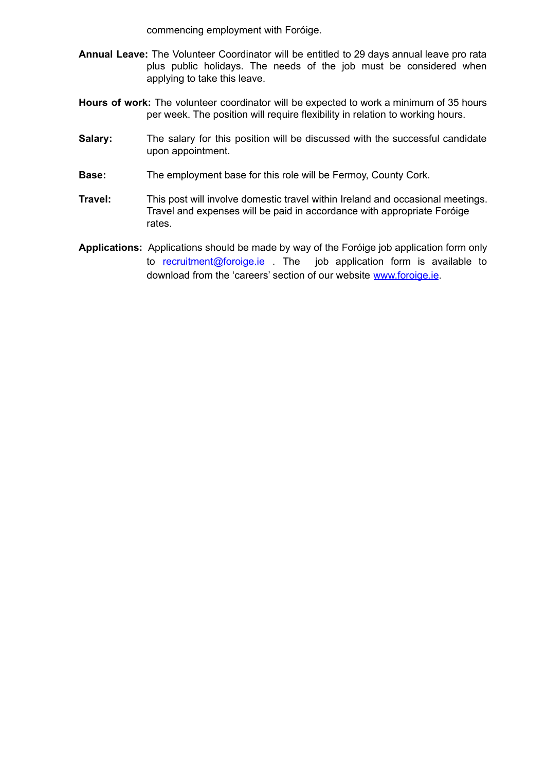commencing employment with Foróige.

**Annual Leave:** The Volunteer Coordinator will be entitled to 29 days annual leave pro rata plus public holidays. The needs of the job must be considered when applying to take this leave.

**Hours of work:** The volunteer coordinator will be expected to work a minimum of 35 hours per week. The position will require flexibility in relation to working hours.

**Salary:** The salary for this position will be discussed with the successful candidate upon appointment.

**Base:** The employment base for this role will be Fermoy, County Cork.

**Travel:** This post will involve domestic travel within Ireland and occasional meetings. Travel and expenses will be paid in accordance with appropriate Foróige rates.

**Applications:** Applications should be made by way of the Foróige job application form only to recruitment@foroige.ie . The job application form is available to download from the 'careers' section of our website www.foroige.ie.